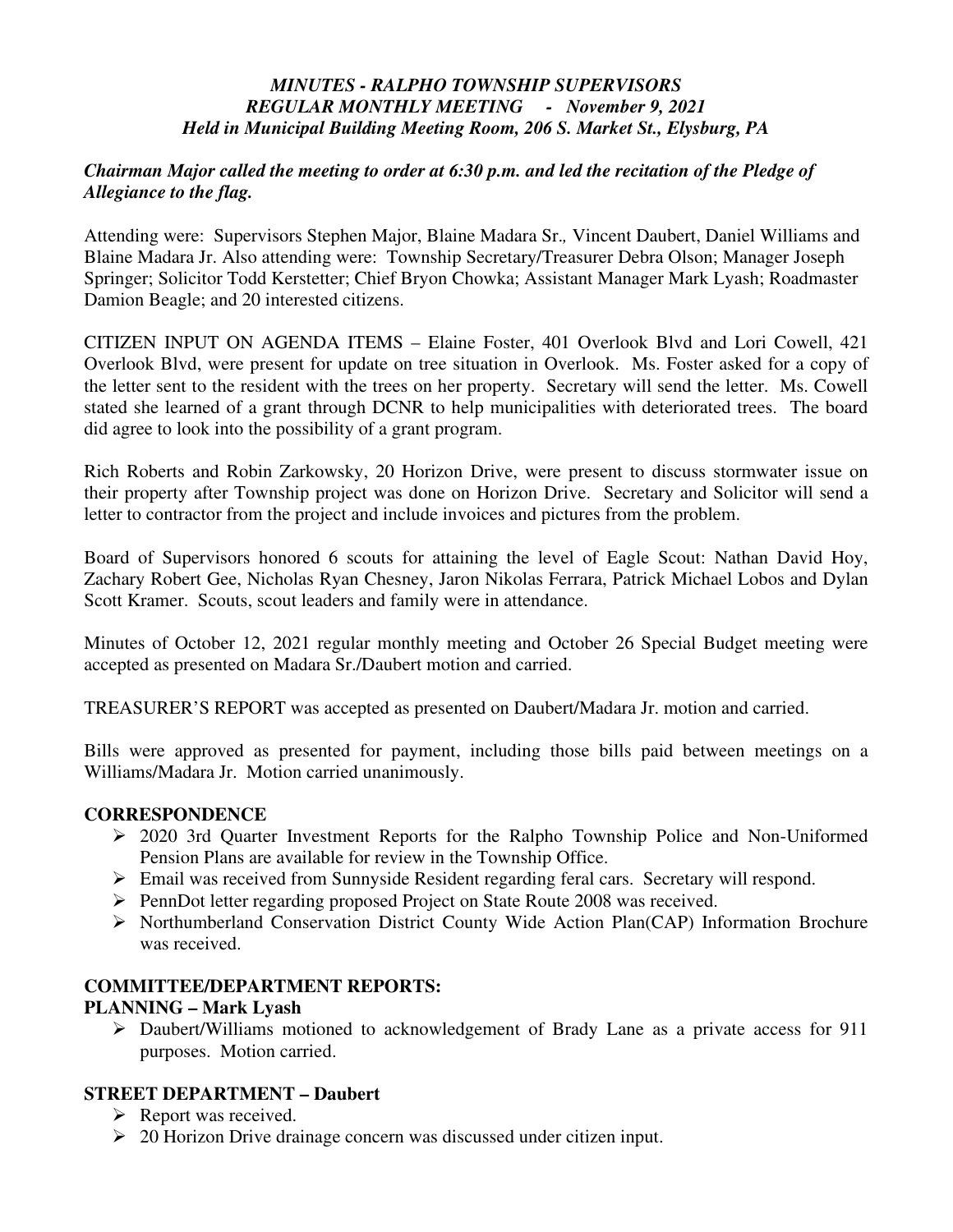***MINUTES - RALPHO TOWNSHIP SUPERVISORS***
***REGULAR MONTHLY MEETING - November 9, 2021***
***Held in Municipal Building Meeting Room, 206 S. Market St., Elysburg, PA***

***Chairman Major called the meeting to order at 6:30 p.m. and led the recitation of the Pledge of Allegiance to the flag.***

Attending were: Supervisors Stephen Major, Blaine Madara Sr., Vincent Daubert, Daniel Williams and Blaine Madara Jr. Also attending were: Township Secretary/Treasurer Debra Olson; Manager Joseph Springer; Solicitor Todd Kerstetter; Chief Bryon Chowka; Assistant Manager Mark Lyash; Roadmaster Damion Beagle; and 20 interested citizens.

CITIZEN INPUT ON AGENDA ITEMS – Elaine Foster, 401 Overlook Blvd and Lori Cowell, 421 Overlook Blvd, were present for update on tree situation in Overlook. Ms. Foster asked for a copy of the letter sent to the resident with the trees on her property. Secretary will send the letter. Ms. Cowell stated she learned of a grant through DCNR to help municipalities with deteriorated trees. The board did agree to look into the possibility of a grant program.

Rich Roberts and Robin Zarkowsky, 20 Horizon Drive, were present to discuss stormwater issue on their property after Township project was done on Horizon Drive. Secretary and Solicitor will send a letter to contractor from the project and include invoices and pictures from the problem.

Board of Supervisors honored 6 scouts for attaining the level of Eagle Scout: Nathan David Hoy, Zachary Robert Gee, Nicholas Ryan Chesney, Jaron Nikolas Ferrara, Patrick Michael Lobos and Dylan Scott Kramer. Scouts, scout leaders and family were in attendance.

Minutes of October 12, 2021 regular monthly meeting and October 26 Special Budget meeting were accepted as presented on Madara Sr./Daubert motion and carried.

TREASURER'S REPORT was accepted as presented on Daubert/Madara Jr. motion and carried.

Bills were approved as presented for payment, including those bills paid between meetings on a Williams/Madara Jr. Motion carried unanimously.

## CORRESPONDENCE

- 2020 3rd Quarter Investment Reports for the Ralpho Township Police and Non-Uniformed Pension Plans are available for review in the Township Office.
- Email was received from Sunnyside Resident regarding feral cars. Secretary will respond.
- PennDot letter regarding proposed Project on State Route 2008 was received.
- Northumberland Conservation District County Wide Action Plan(CAP) Information Brochure was received.

## COMMITTEE/DEPARTMENT REPORTS:

### PLANNING – Mark Lyash

- Daubert/Williams motioned to acknowledgement of Brady Lane as a private access for 911 purposes. Motion carried.

### STREET DEPARTMENT – Daubert

- Report was received.
- 20 Horizon Drive drainage concern was discussed under citizen input.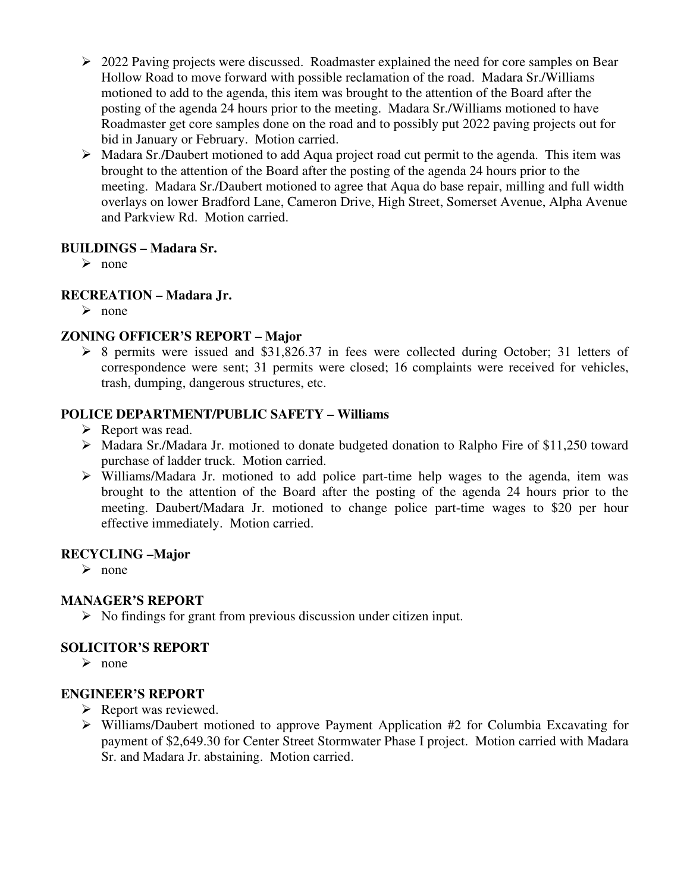- 2022 Paving projects were discussed. Roadmaster explained the need for core samples on Bear Hollow Road to move forward with possible reclamation of the road. Madara Sr./Williams motioned to add to the agenda, this item was brought to the attention of the Board after the posting of the agenda 24 hours prior to the meeting. Madara Sr./Williams motioned to have Roadmaster get core samples done on the road and to possibly put 2022 paving projects out for bid in January or February. Motion carried.
- Madara Sr./Daubert motioned to add Aqua project road cut permit to the agenda. This item was brought to the attention of the Board after the posting of the agenda 24 hours prior to the meeting. Madara Sr./Daubert motioned to agree that Aqua do base repair, milling and full width overlays on lower Bradford Lane, Cameron Drive, High Street, Somerset Avenue, Alpha Avenue and Parkview Rd. Motion carried.

**BUILDINGS – Madara Sr.**

- none

**RECREATION – Madara Jr.**

- none

**ZONING OFFICER'S REPORT – Major**

- 8 permits were issued and $31,826.37 in fees were collected during October; 31 letters of correspondence were sent; 31 permits were closed; 16 complaints were received for vehicles, trash, dumping, dangerous structures, etc.

**POLICE DEPARTMENT/PUBLIC SAFETY – Williams**

- Report was read.
- Madara Sr./Madara Jr. motioned to donate budgeted donation to Ralpho Fire of $11,250 toward purchase of ladder truck. Motion carried.
- Williams/Madara Jr. motioned to add police part-time help wages to the agenda, item was brought to the attention of the Board after the posting of the agenda 24 hours prior to the meeting. Daubert/Madara Jr. motioned to change police part-time wages to $20 per hour effective immediately. Motion carried.

**RECYCLING –Major**

- none

**MANAGER'S REPORT**

- No findings for grant from previous discussion under citizen input.

**SOLICITOR'S REPORT**

- none

**ENGINEER'S REPORT**

- Report was reviewed.
- Williams/Daubert motioned to approve Payment Application #2 for Columbia Excavating for payment of $2,649.30 for Center Street Stormwater Phase I project. Motion carried with Madara Sr. and Madara Jr. abstaining. Motion carried.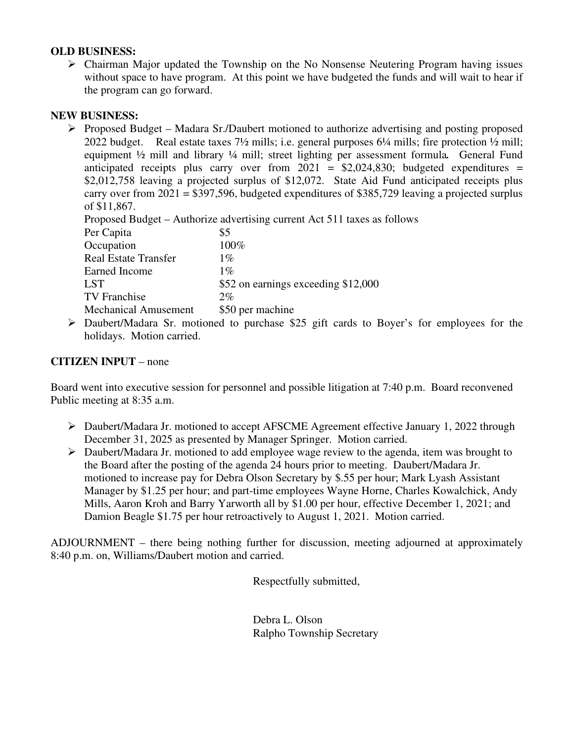**OLD BUSINESS:**

- Chairman Major updated the Township on the No Nonsense Neutering Program having issues without space to have program. At this point we have budgeted the funds and will wait to hear if the program can go forward.

**NEW BUSINESS:**

- Proposed Budget – Madara Sr./Daubert motioned to authorize advertising and posting proposed 2022 budget. Real estate taxes 7½ mills; i.e. general purposes 6¼ mills; fire protection ½ mill; equipment ½ mill and library ¼ mill; street lighting per assessment formula**.** General Fund anticipated receipts plus carry over from 2021 = $2,024,830; budgeted expenditures = $2,012,758 leaving a projected surplus of $12,072. State Aid Fund anticipated receipts plus carry over from 2021 = $397,596, budgeted expenditures of $385,729 leaving a projected surplus of $11,867.

  Proposed Budget – Authorize advertising current Act 511 taxes as follows

  | | |
  |---|---|
  | Per Capita | $5 |
  | Occupation | 100% |
  | Real Estate Transfer | 1% |
  | Earned Income | 1% |
  | LST | $52 on earnings exceeding $12,000 |
  | TV Franchise | 2% |
  | Mechanical Amusement | $50 per machine |

- Daubert/Madara Sr. motioned to purchase $25 gift cards to Boyer's for employees for the holidays. Motion carried.

**CITIZEN INPUT** – none

Board went into executive session for personnel and possible litigation at 7:40 p.m. Board reconvened Public meeting at 8:35 a.m.

- Daubert/Madara Jr. motioned to accept AFSCME Agreement effective January 1, 2022 through December 31, 2025 as presented by Manager Springer. Motion carried.
- Daubert/Madara Jr. motioned to add employee wage review to the agenda, item was brought to the Board after the posting of the agenda 24 hours prior to meeting. Daubert/Madara Jr. motioned to increase pay for Debra Olson Secretary by $.55 per hour; Mark Lyash Assistant Manager by $1.25 per hour; and part-time employees Wayne Horne, Charles Kowalchick, Andy Mills, Aaron Kroh and Barry Yarworth all by $1.00 per hour, effective December 1, 2021; and Damion Beagle $1.75 per hour retroactively to August 1, 2021. Motion carried.

ADJOURNMENT – there being nothing further for discussion, meeting adjourned at approximately 8:40 p.m. on, Williams/Daubert motion and carried.

Respectfully submitted,

Debra L. Olson
Ralpho Township Secretary